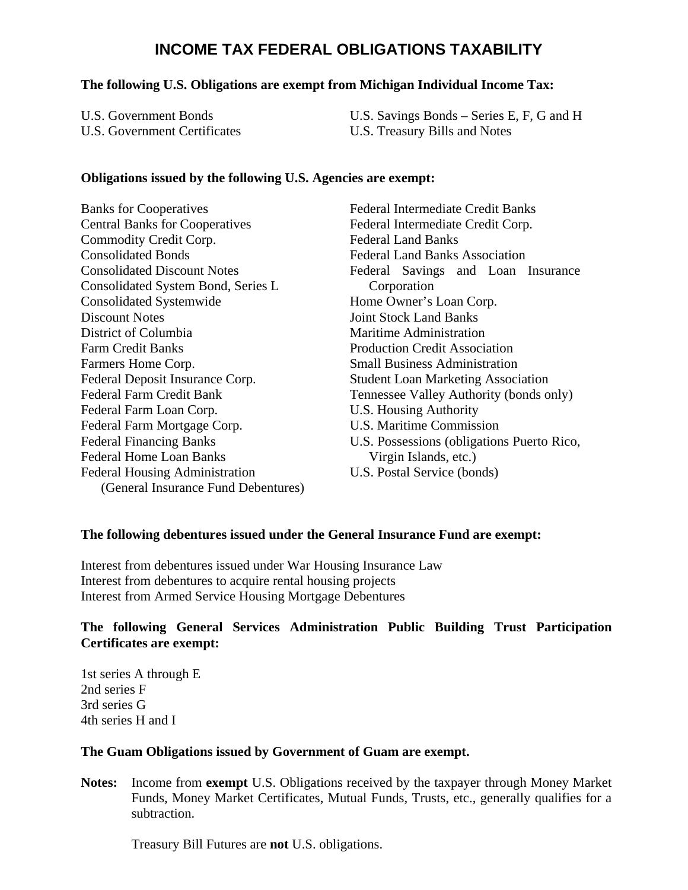# INCOME TAX FEDERAL OBLIGATIONS TAXABILITY

**The following U.S. Obligations are exempt from Michigan Individual Income Tax:**

U.S. Government Bonds
U.S. Government Certificates
U.S. Savings Bonds – Series E, F, G and H
U.S. Treasury Bills and Notes

**Obligations issued by the following U.S. Agencies are exempt:**

Banks for Cooperatives
Central Banks for Cooperatives
Commodity Credit Corp.
Consolidated Bonds
Consolidated Discount Notes
Consolidated System Bond, Series L
Consolidated Systemwide
Discount Notes
District of Columbia
Farm Credit Banks
Farmers Home Corp.
Federal Deposit Insurance Corp.
Federal Farm Credit Bank
Federal Farm Loan Corp.
Federal Farm Mortgage Corp.
Federal Financing Banks
Federal Home Loan Banks
Federal Housing Administration (General Insurance Fund Debentures)
Federal Intermediate Credit Banks
Federal Intermediate Credit Corp.
Federal Land Banks
Federal Land Banks Association
Federal Savings and Loan Insurance Corporation
Home Owner's Loan Corp.
Joint Stock Land Banks
Maritime Administration
Production Credit Association
Small Business Administration
Student Loan Marketing Association
Tennessee Valley Authority (bonds only)
U.S. Housing Authority
U.S. Maritime Commission
U.S. Possessions (obligations Puerto Rico, Virgin Islands, etc.)
U.S. Postal Service (bonds)

**The following debentures issued under the General Insurance Fund are exempt:**

Interest from debentures issued under War Housing Insurance Law
Interest from debentures to acquire rental housing projects
Interest from Armed Service Housing Mortgage Debentures

**The following General Services Administration Public Building Trust Participation Certificates are exempt:**

1st series A through E
2nd series F
3rd series G
4th series H and I

**The Guam Obligations issued by Government of Guam are exempt.**

**Notes:** Income from **exempt** U.S. Obligations received by the taxpayer through Money Market Funds, Money Market Certificates, Mutual Funds, Trusts, etc., generally qualifies for a subtraction.

Treasury Bill Futures are **not** U.S. obligations.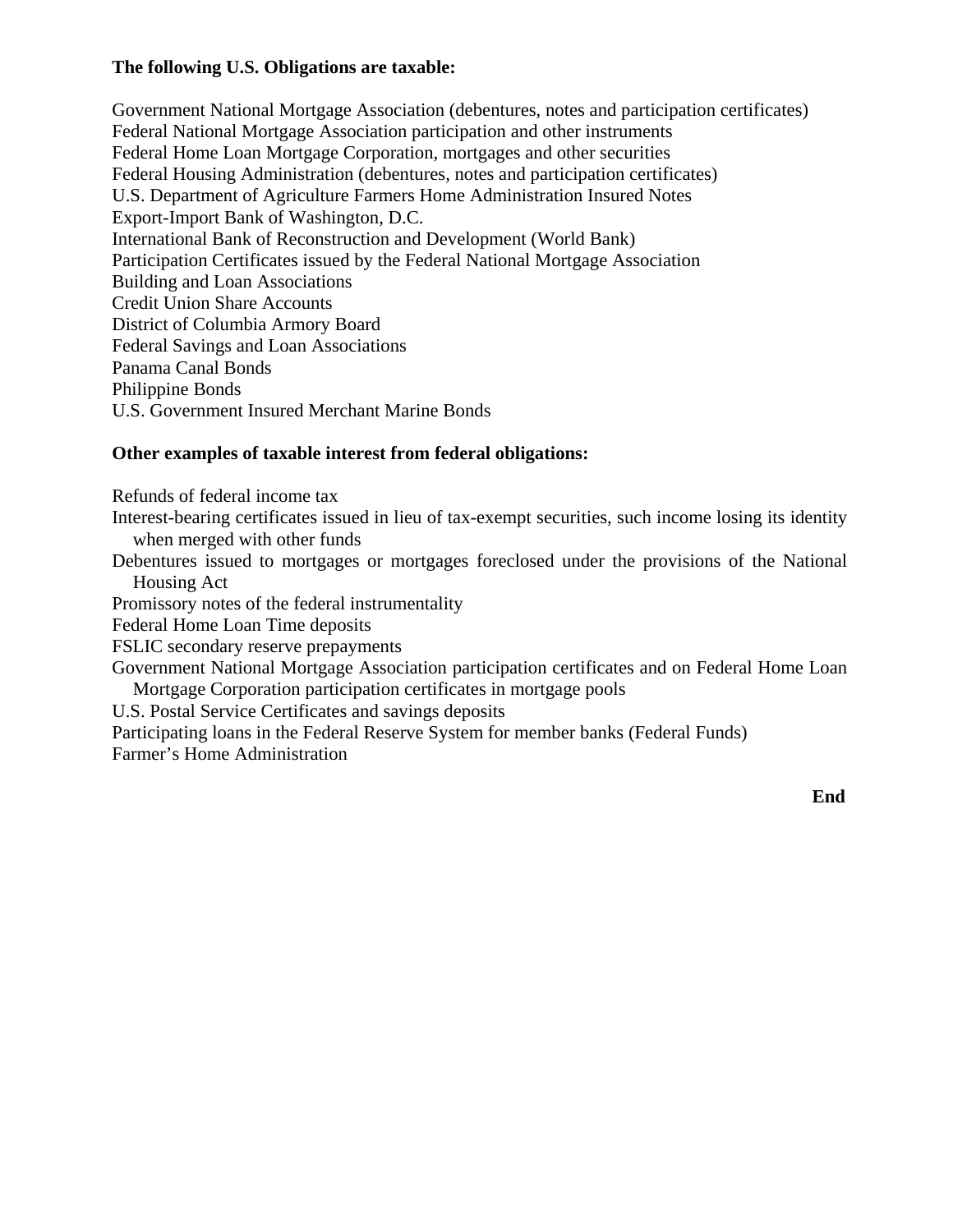**The following U.S. Obligations are taxable:**

Government National Mortgage Association (debentures, notes and participation certificates)
Federal National Mortgage Association participation and other instruments
Federal Home Loan Mortgage Corporation, mortgages and other securities
Federal Housing Administration (debentures, notes and participation certificates)
U.S. Department of Agriculture Farmers Home Administration Insured Notes
Export-Import Bank of Washington, D.C.
International Bank of Reconstruction and Development (World Bank)
Participation Certificates issued by the Federal National Mortgage Association
Building and Loan Associations
Credit Union Share Accounts
District of Columbia Armory Board
Federal Savings and Loan Associations
Panama Canal Bonds
Philippine Bonds
U.S. Government Insured Merchant Marine Bonds

**Other examples of taxable interest from federal obligations:**

Refunds of federal income tax
Interest-bearing certificates issued in lieu of tax-exempt securities, such income losing its identity when merged with other funds
Debentures issued to mortgages or mortgages foreclosed under the provisions of the National Housing Act
Promissory notes of the federal instrumentality
Federal Home Loan Time deposits
FSLIC secondary reserve prepayments
Government National Mortgage Association participation certificates and on Federal Home Loan Mortgage Corporation participation certificates in mortgage pools
U.S. Postal Service Certificates and savings deposits
Participating loans in the Federal Reserve System for member banks (Federal Funds)
Farmer's Home Administration

**End**